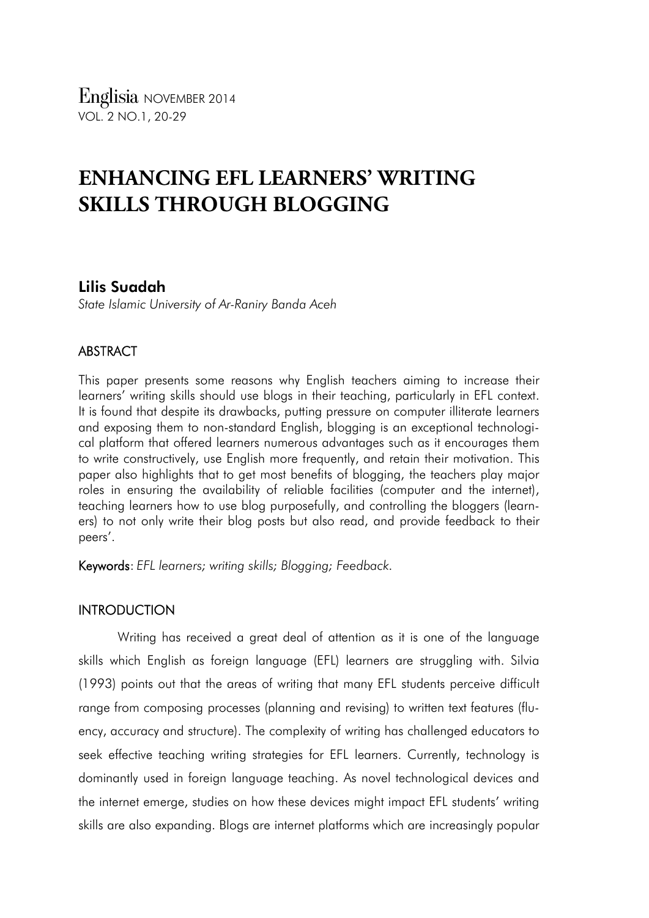# ENHANCING EFL LEARNERS' WRITING SKILLS THROUGH BLOGGING

**Lilis Suadah**

*State Islamic University of Ar-Raniry Banda Aceh*

## ABSTRACT

This paper presents some reasons why English teachers aiming to increase their learners' writing skills should use blogs in their teaching, particularly in EFL context. It is found that despite its drawbacks, putting pressure on computer illiterate learners and exposing them to non-standard English, blogging is an exceptional technological platform that offered learners numerous advantages such as it encourages them to write constructively, use English more frequently, and retain their motivation. This paper also highlights that to get most benefits of blogging, the teachers play major roles in ensuring the availability of reliable facilities (computer and the internet), teaching learners how to use blog purposefully, and controlling the bloggers (learners) to not only write their blog posts but also read, and provide feedback to their peers'.

**Keywords**: *EFL learners; writing skills; Blogging; Feedback.*

## INTRODUCTION

Writing has received a great deal of attention as it is one of the language skills which English as foreign language (EFL) learners are struggling with. Silvia (1993) points out that the areas of writing that many EFL students perceive difficult range from composing processes (planning and revising) to written text features (fluency, accuracy and structure). The complexity of writing has challenged educators to seek effective teaching writing strategies for EFL learners. Currently, technology is dominantly used in foreign language teaching. As novel technological devices and the internet emerge, studies on how these devices might impact EFL students' writing skills are also expanding. Blogs are internet platforms which are increasingly popular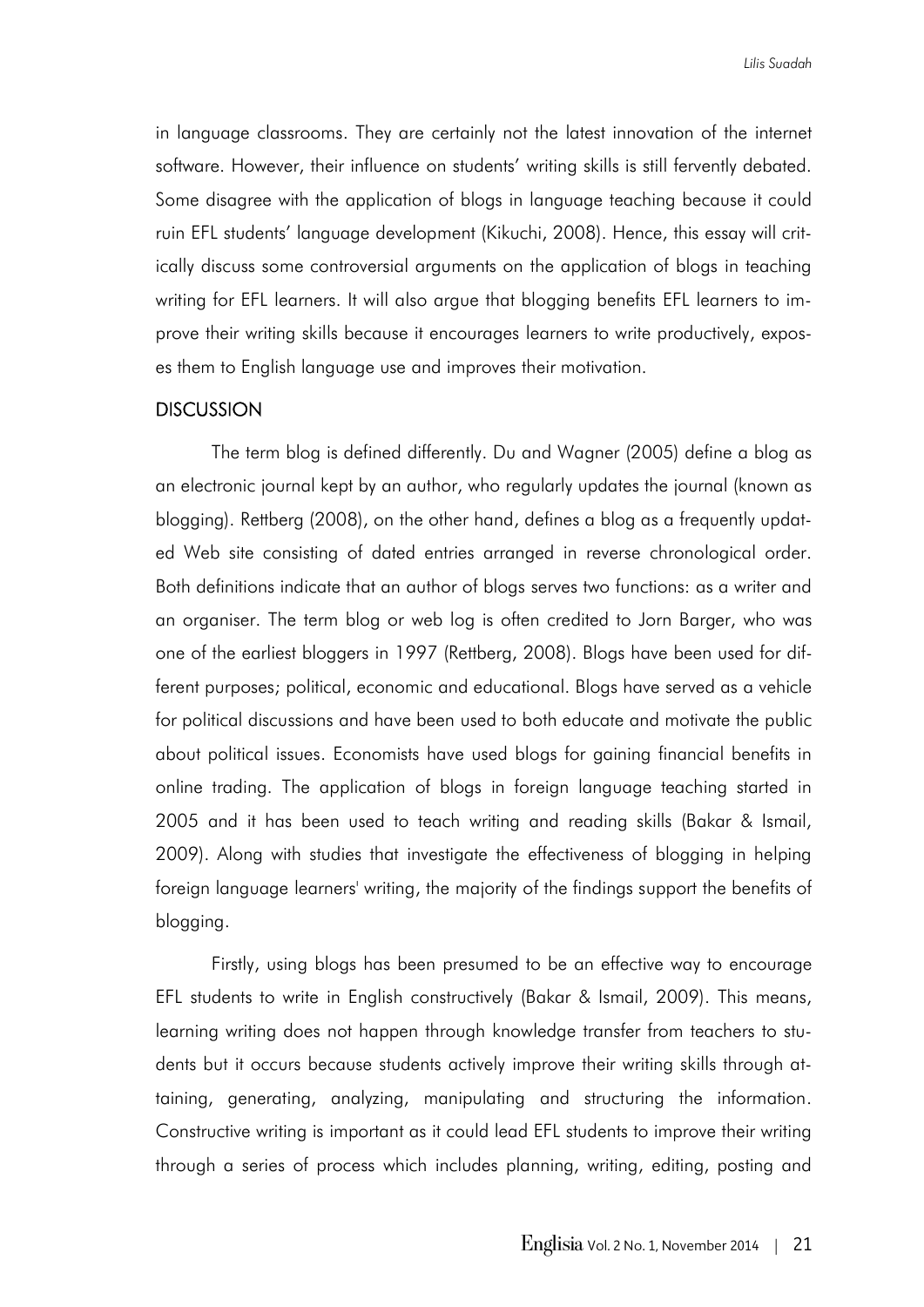in language classrooms. They are certainly not the latest innovation of the internet software. However, their influence on students' writing skills is still fervently debated. Some disagree with the application of blogs in language teaching because it could ruin EFL students' language development (Kikuchi, 2008). Hence, this essay will critically discuss some controversial arguments on the application of blogs in teaching writing for EFL learners. It will also argue that blogging benefits EFL learners to improve their writing skills because it encourages learners to write productively, exposes them to English language use and improves their motivation.

## DISCUSSION

The term blog is defined differently. Du and Wagner (2005) define a blog as an electronic journal kept by an author, who regularly updates the journal (known as blogging). Rettberg (2008), on the other hand, defines a blog as a frequently updated Web site consisting of dated entries arranged in reverse chronological order. Both definitions indicate that an author of blogs serves two functions: as a writer and an organiser. The term blog or web log is often credited to Jorn Barger, who was one of the earliest bloggers in 1997 (Rettberg, 2008). Blogs have been used for different purposes; political, economic and educational. Blogs have served as a vehicle for political discussions and have been used to both educate and motivate the public about political issues. Economists have used blogs for gaining financial benefits in online trading. The application of blogs in foreign language teaching started in 2005 and it has been used to teach writing and reading skills (Bakar & Ismail, 2009). Along with studies that investigate the effectiveness of blogging in helping foreign language learners' writing, the majority of the findings support the benefits of blogging.

Firstly, using blogs has been presumed to be an effective way to encourage EFL students to write in English constructively (Bakar & Ismail, 2009). This means, learning writing does not happen through knowledge transfer from teachers to students but it occurs because students actively improve their writing skills through attaining, generating, analyzing, manipulating and structuring the information. Constructive writing is important as it could lead EFL students to improve their writing through a series of process which includes planning, writing, editing, posting and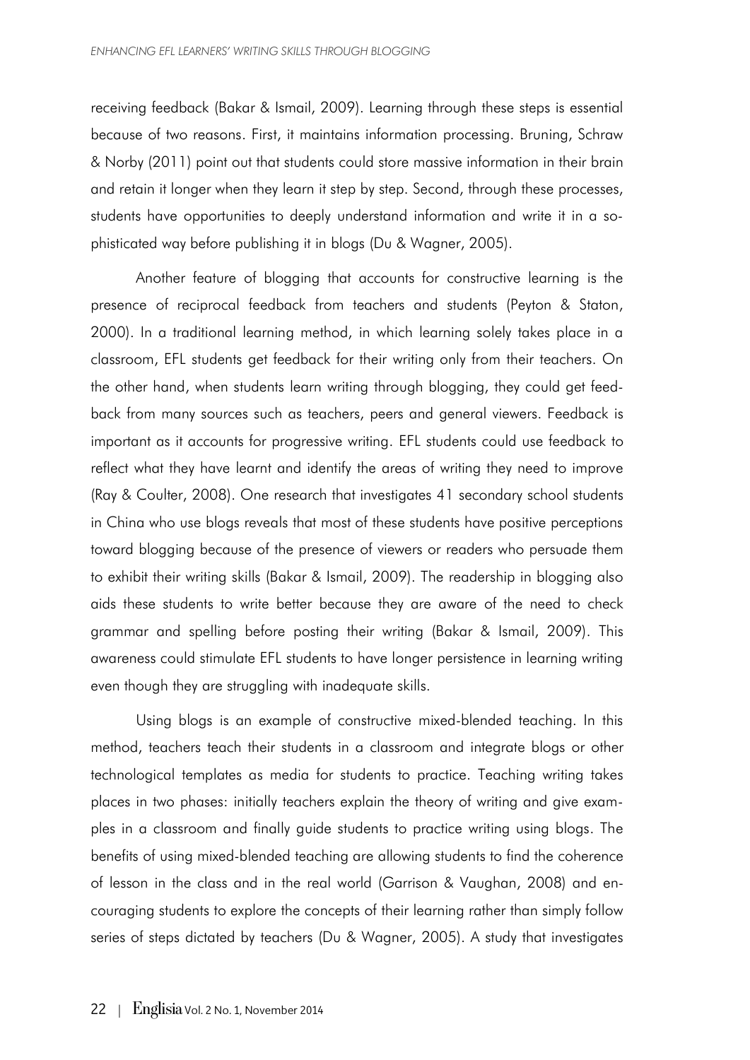receiving feedback (Bakar & Ismail, 2009). Learning through these steps is essential because of two reasons. First, it maintains information processing. Bruning, Schraw & Norby (2011) point out that students could store massive information in their brain and retain it longer when they learn it step by step. Second, through these processes, students have opportunities to deeply understand information and write it in a sophisticated way before publishing it in blogs (Du & Wagner, 2005).

Another feature of blogging that accounts for constructive learning is the presence of reciprocal feedback from teachers and students (Peyton & Staton, 2000). In a traditional learning method, in which learning solely takes place in a classroom, EFL students get feedback for their writing only from their teachers. On the other hand, when students learn writing through blogging, they could get feedback from many sources such as teachers, peers and general viewers. Feedback is important as it accounts for progressive writing. EFL students could use feedback to reflect what they have learnt and identify the areas of writing they need to improve (Ray & Coulter, 2008). One research that investigates 41 secondary school students in China who use blogs reveals that most of these students have positive perceptions toward blogging because of the presence of viewers or readers who persuade them to exhibit their writing skills (Bakar & Ismail, 2009). The readership in blogging also aids these students to write better because they are aware of the need to check grammar and spelling before posting their writing (Bakar & Ismail, 2009). This awareness could stimulate EFL students to have longer persistence in learning writing even though they are struggling with inadequate skills.

Using blogs is an example of constructive mixed-blended teaching. In this method, teachers teach their students in a classroom and integrate blogs or other technological templates as media for students to practice. Teaching writing takes places in two phases: initially teachers explain the theory of writing and give examples in a classroom and finally guide students to practice writing using blogs. The benefits of using mixed-blended teaching are allowing students to find the coherence of lesson in the class and in the real world (Garrison & Vaughan, 2008) and encouraging students to explore the concepts of their learning rather than simply follow series of steps dictated by teachers (Du & Wagner, 2005). A study that investigates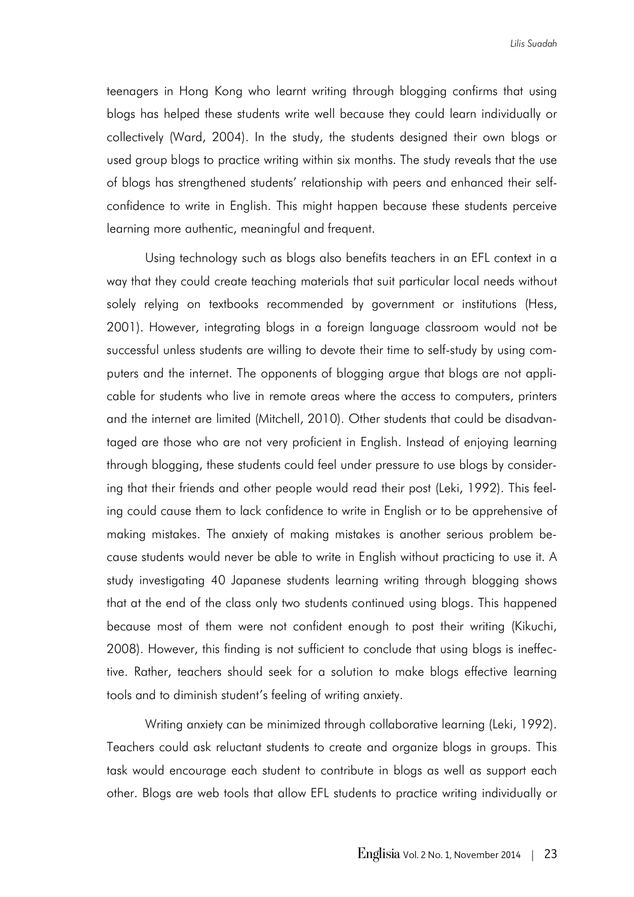teenagers in Hong Kong who learnt writing through blogging confirms that using blogs has helped these students write well because they could learn individually or collectively (Ward, 2004). In the study, the students designed their own blogs or used group blogs to practice writing within six months. The study reveals that the use of blogs has strengthened students' relationship with peers and enhanced their self-confidence to write in English. This might happen because these students perceive learning more authentic, meaningful and frequent.

Using technology such as blogs also benefits teachers in an EFL context in a way that they could create teaching materials that suit particular local needs without solely relying on textbooks recommended by government or institutions (Hess, 2001). However, integrating blogs in a foreign language classroom would not be successful unless students are willing to devote their time to self-study by using computers and the internet. The opponents of blogging argue that blogs are not applicable for students who live in remote areas where the access to computers, printers and the internet are limited (Mitchell, 2010). Other students that could be disadvantaged are those who are not very proficient in English. Instead of enjoying learning through blogging, these students could feel under pressure to use blogs by considering that their friends and other people would read their post (Leki, 1992). This feeling could cause them to lack confidence to write in English or to be apprehensive of making mistakes. The anxiety of making mistakes is another serious problem because students would never be able to write in English without practicing to use it. A study investigating 40 Japanese students learning writing through blogging shows that at the end of the class only two students continued using blogs. This happened because most of them were not confident enough to post their writing (Kikuchi, 2008). However, this finding is not sufficient to conclude that using blogs is ineffective. Rather, teachers should seek for a solution to make blogs effective learning tools and to diminish student's feeling of writing anxiety.

Writing anxiety can be minimized through collaborative learning (Leki, 1992). Teachers could ask reluctant students to create and organize blogs in groups. This task would encourage each student to contribute in blogs as well as support each other. Blogs are web tools that allow EFL students to practice writing individually or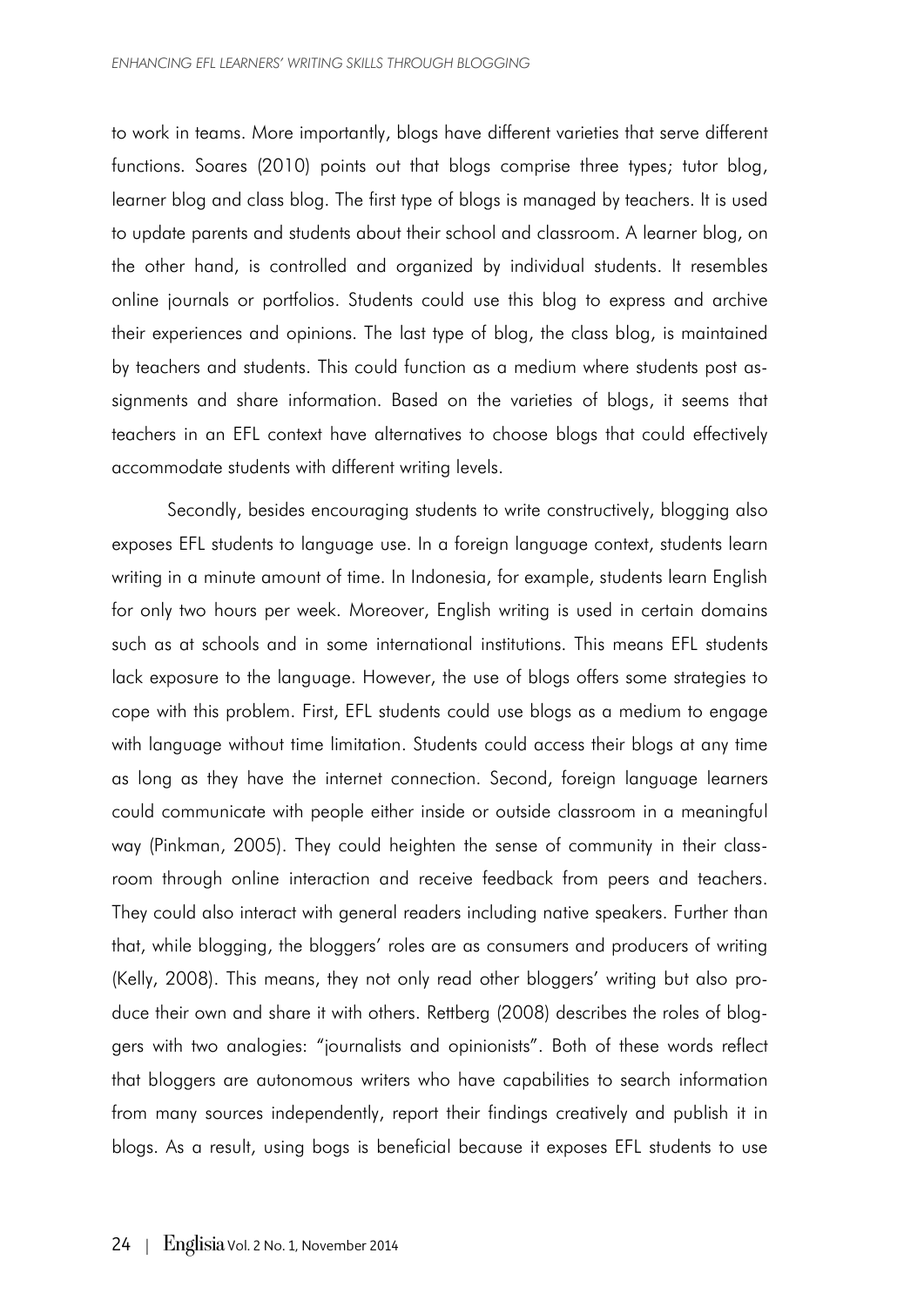to work in teams. More importantly, blogs have different varieties that serve different functions. Soares (2010) points out that blogs comprise three types; tutor blog, learner blog and class blog. The first type of blogs is managed by teachers. It is used to update parents and students about their school and classroom. A learner blog, on the other hand, is controlled and organized by individual students. It resembles online journals or portfolios. Students could use this blog to express and archive their experiences and opinions. The last type of blog, the class blog, is maintained by teachers and students. This could function as a medium where students post assignments and share information. Based on the varieties of blogs, it seems that teachers in an EFL context have alternatives to choose blogs that could effectively accommodate students with different writing levels.

Secondly, besides encouraging students to write constructively, blogging also exposes EFL students to language use. In a foreign language context, students learn writing in a minute amount of time. In Indonesia, for example, students learn English for only two hours per week. Moreover, English writing is used in certain domains such as at schools and in some international institutions. This means EFL students lack exposure to the language. However, the use of blogs offers some strategies to cope with this problem. First, EFL students could use blogs as a medium to engage with language without time limitation. Students could access their blogs at any time as long as they have the internet connection. Second, foreign language learners could communicate with people either inside or outside classroom in a meaningful way (Pinkman, 2005). They could heighten the sense of community in their classroom through online interaction and receive feedback from peers and teachers. They could also interact with general readers including native speakers. Further than that, while blogging, the bloggers' roles are as consumers and producers of writing (Kelly, 2008). This means, they not only read other bloggers' writing but also produce their own and share it with others. Rettberg (2008) describes the roles of bloggers with two analogies: "journalists and opinionists". Both of these words reflect that bloggers are autonomous writers who have capabilities to search information from many sources independently, report their findings creatively and publish it in blogs. As a result, using bogs is beneficial because it exposes EFL students to use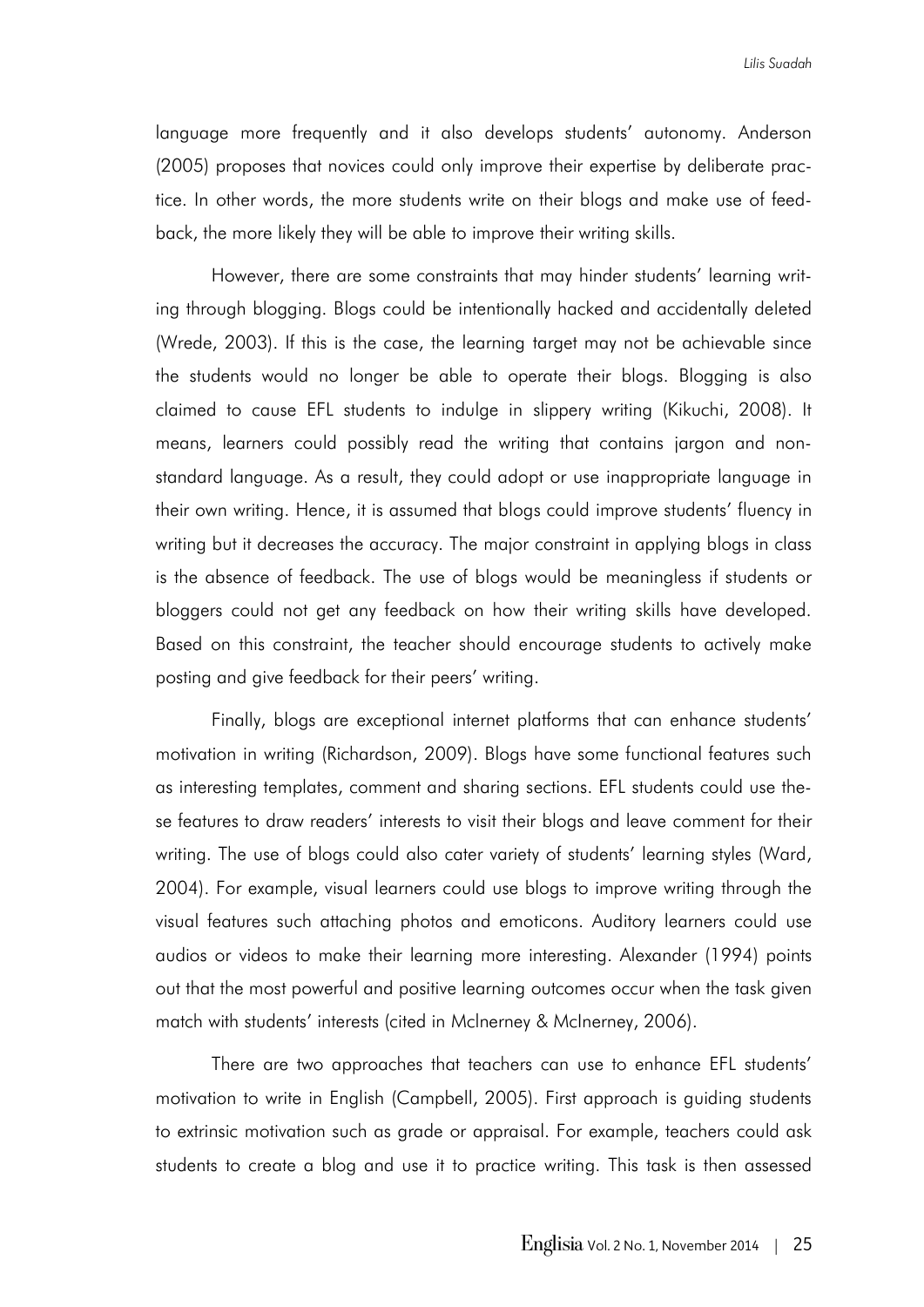language more frequently and it also develops students' autonomy. Anderson (2005) proposes that novices could only improve their expertise by deliberate practice. In other words, the more students write on their blogs and make use of feedback, the more likely they will be able to improve their writing skills.

However, there are some constraints that may hinder students' learning writing through blogging. Blogs could be intentionally hacked and accidentally deleted (Wrede, 2003). If this is the case, the learning target may not be achievable since the students would no longer be able to operate their blogs. Blogging is also claimed to cause EFL students to indulge in slippery writing (Kikuchi, 2008). It means, learners could possibly read the writing that contains jargon and non-standard language. As a result, they could adopt or use inappropriate language in their own writing. Hence, it is assumed that blogs could improve students' fluency in writing but it decreases the accuracy. The major constraint in applying blogs in class is the absence of feedback. The use of blogs would be meaningless if students or bloggers could not get any feedback on how their writing skills have developed. Based on this constraint, the teacher should encourage students to actively make posting and give feedback for their peers' writing.

Finally, blogs are exceptional internet platforms that can enhance students' motivation in writing (Richardson, 2009). Blogs have some functional features such as interesting templates, comment and sharing sections. EFL students could use these features to draw readers' interests to visit their blogs and leave comment for their writing. The use of blogs could also cater variety of students' learning styles (Ward, 2004). For example, visual learners could use blogs to improve writing through the visual features such attaching photos and emoticons. Auditory learners could use audios or videos to make their learning more interesting. Alexander (1994) points out that the most powerful and positive learning outcomes occur when the task given match with students' interests (cited in McInerney & McInerney, 2006).

There are two approaches that teachers can use to enhance EFL students' motivation to write in English (Campbell, 2005). First approach is guiding students to extrinsic motivation such as grade or appraisal. For example, teachers could ask students to create a blog and use it to practice writing. This task is then assessed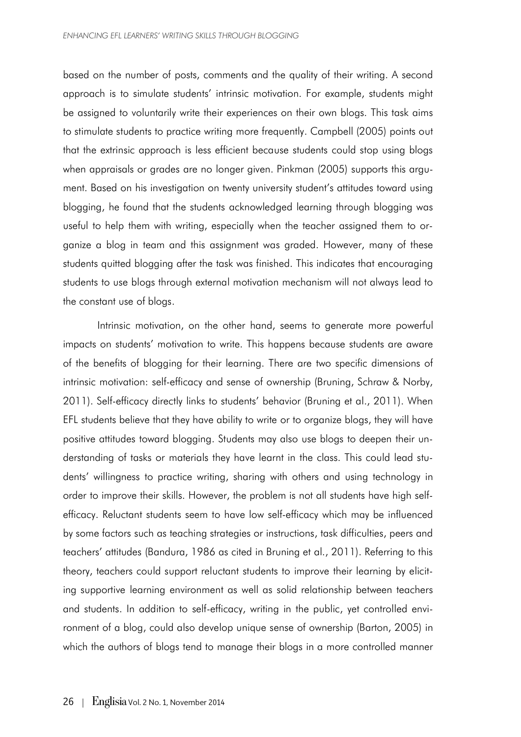based on the number of posts, comments and the quality of their writing. A second approach is to simulate students' intrinsic motivation. For example, students might be assigned to voluntarily write their experiences on their own blogs. This task aims to stimulate students to practice writing more frequently. Campbell (2005) points out that the extrinsic approach is less efficient because students could stop using blogs when appraisals or grades are no longer given. Pinkman (2005) supports this argument. Based on his investigation on twenty university student's attitudes toward using blogging, he found that the students acknowledged learning through blogging was useful to help them with writing, especially when the teacher assigned them to organize a blog in team and this assignment was graded. However, many of these students quitted blogging after the task was finished. This indicates that encouraging students to use blogs through external motivation mechanism will not always lead to the constant use of blogs.

Intrinsic motivation, on the other hand, seems to generate more powerful impacts on students' motivation to write. This happens because students are aware of the benefits of blogging for their learning. There are two specific dimensions of intrinsic motivation: self-efficacy and sense of ownership (Bruning, Schraw & Norby, 2011). Self-efficacy directly links to students' behavior (Bruning et al., 2011). When EFL students believe that they have ability to write or to organize blogs, they will have positive attitudes toward blogging. Students may also use blogs to deepen their understanding of tasks or materials they have learnt in the class. This could lead students' willingness to practice writing, sharing with others and using technology in order to improve their skills. However, the problem is not all students have high self-efficacy. Reluctant students seem to have low self-efficacy which may be influenced by some factors such as teaching strategies or instructions, task difficulties, peers and teachers' attitudes (Bandura, 1986 as cited in Bruning et al., 2011). Referring to this theory, teachers could support reluctant students to improve their learning by eliciting supportive learning environment as well as solid relationship between teachers and students. In addition to self-efficacy, writing in the public, yet controlled environment of a blog, could also develop unique sense of ownership (Barton, 2005) in which the authors of blogs tend to manage their blogs in a more controlled manner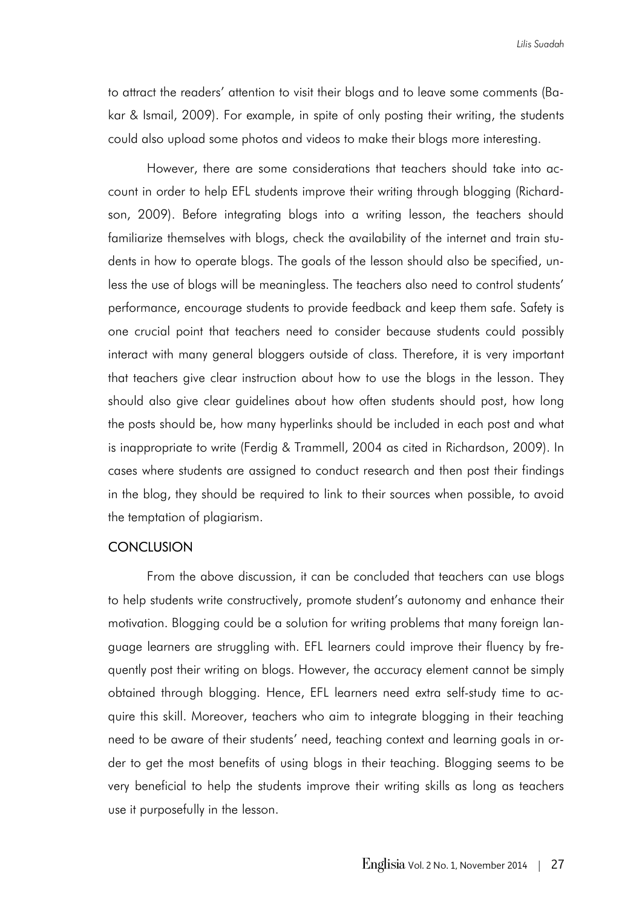to attract the readers' attention to visit their blogs and to leave some comments (Bakar & Ismail, 2009). For example, in spite of only posting their writing, the students could also upload some photos and videos to make their blogs more interesting.

However, there are some considerations that teachers should take into account in order to help EFL students improve their writing through blogging (Richardson, 2009). Before integrating blogs into a writing lesson, the teachers should familiarize themselves with blogs, check the availability of the internet and train students in how to operate blogs. The goals of the lesson should also be specified, unless the use of blogs will be meaningless. The teachers also need to control students' performance, encourage students to provide feedback and keep them safe. Safety is one crucial point that teachers need to consider because students could possibly interact with many general bloggers outside of class. Therefore, it is very important that teachers give clear instruction about how to use the blogs in the lesson. They should also give clear guidelines about how often students should post, how long the posts should be, how many hyperlinks should be included in each post and what is inappropriate to write (Ferdig & Trammell, 2004 as cited in Richardson, 2009). In cases where students are assigned to conduct research and then post their findings in the blog, they should be required to link to their sources when possible, to avoid the temptation of plagiarism.

## CONCLUSION

From the above discussion, it can be concluded that teachers can use blogs to help students write constructively, promote student's autonomy and enhance their motivation. Blogging could be a solution for writing problems that many foreign language learners are struggling with. EFL learners could improve their fluency by frequently post their writing on blogs. However, the accuracy element cannot be simply obtained through blogging. Hence, EFL learners need extra self-study time to acquire this skill. Moreover, teachers who aim to integrate blogging in their teaching need to be aware of their students' need, teaching context and learning goals in order to get the most benefits of using blogs in their teaching. Blogging seems to be very beneficial to help the students improve their writing skills as long as teachers use it purposefully in the lesson.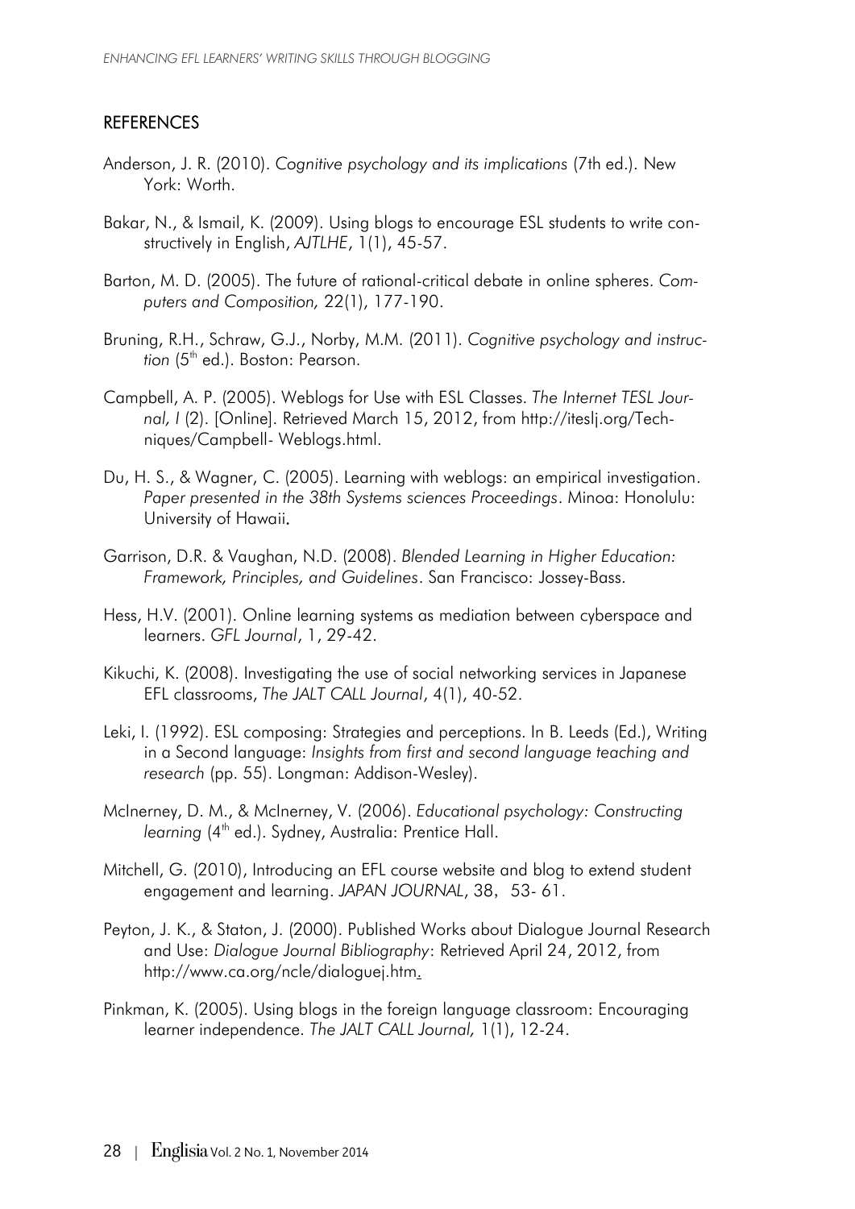## REFERENCES

Anderson, J. R. (2010). *Cognitive psychology and its implications* (7th ed.). New York: Worth.

Bakar, N., & Ismail, K. (2009). Using blogs to encourage ESL students to write constructively in English, *AJTLHE*, 1(1), 45-57.

Barton, M. D. (2005). The future of rational-critical debate in online spheres. *Computers and Composition,* 22(1), 177-190.

Bruning, R.H., Schraw, G.J., Norby, M.M. (2011). *Cognitive psychology and instruction* (5th ed.). Boston: Pearson.

Campbell, A. P. (2005). Weblogs for Use with ESL Classes. *The Internet TESL Journal, I* (2). [Online]. Retrieved March 15, 2012, from http://iteslj.org/Techniques/Campbell- Weblogs.html.

Du, H. S., & Wagner, C. (2005). Learning with weblogs: an empirical investigation. *Paper presented in the 38th Systems sciences Proceedings*. Minoa: Honolulu: University of Hawaii.

Garrison, D.R. & Vaughan, N.D. (2008). *Blended Learning in Higher Education: Framework, Principles, and Guidelines*. San Francisco: Jossey-Bass.

Hess, H.V. (2001). Online learning systems as mediation between cyberspace and learners. *GFL Journal*, 1, 29-42.

Kikuchi, K. (2008). Investigating the use of social networking services in Japanese EFL classrooms, *The JALT CALL Journal*, 4(1), 40-52.

Leki, I. (1992). ESL composing: Strategies and perceptions. In B. Leeds (Ed.), Writing in a Second language: *Insights from first and second language teaching and research* (pp. 55). Longman: Addison-Wesley).

McInerney, D. M., & McInerney, V. (2006). *Educational psychology: Constructing learning* (4th ed.). Sydney, Australia: Prentice Hall.

Mitchell, G. (2010), Introducing an EFL course website and blog to extend student engagement and learning. *JAPAN JOURNAL*, 38, 53- 61.

Peyton, J. K., & Staton, J. (2000). Published Works about Dialogue Journal Research and Use: *Dialogue Journal Bibliography*: Retrieved April 24, 2012, from http://www.ca.org/ncle/dialoguej.htm.

Pinkman, K. (2005). Using blogs in the foreign language classroom: Encouraging learner independence. *The JALT CALL Journal,* 1(1), 12-24.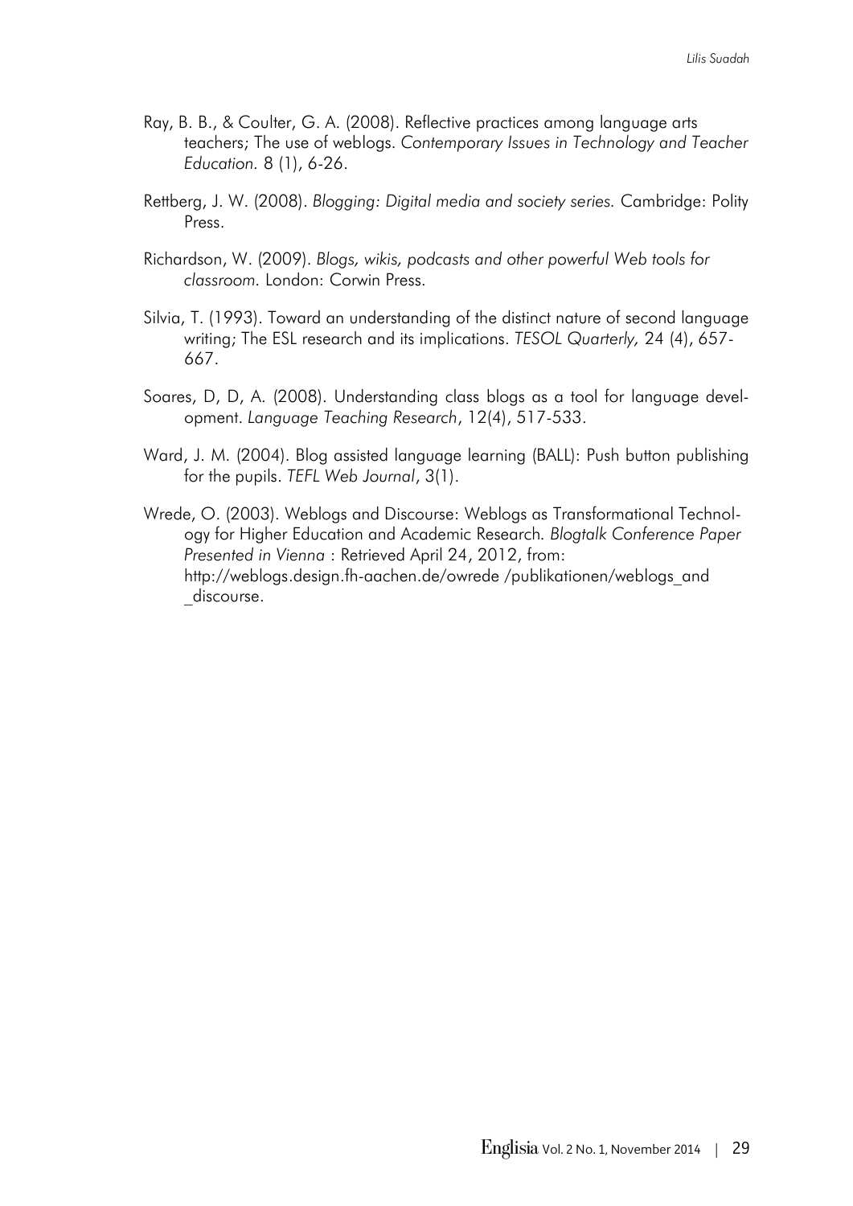Ray, B. B., & Coulter, G. A. (2008). Reflective practices among language arts teachers; The use of weblogs. *Contemporary Issues in Technology and Teacher Education*. 8 (1), 6-26.

Rettberg, J. W. (2008). *Blogging: Digital media and society series.* Cambridge: Polity Press.

Richardson, W. (2009). *Blogs, wikis, podcasts and other powerful Web tools for classroom.* London: Corwin Press.

Silvia, T. (1993). Toward an understanding of the distinct nature of second language writing; The ESL research and its implications. *TESOL Quarterly,* 24 (4), 657-667.

Soares, D, D, A. (2008). Understanding class blogs as a tool for language development. *Language Teaching Research*, 12(4), 517-533.

Ward, J. M. (2004). Blog assisted language learning (BALL): Push button publishing for the pupils. *TEFL Web Journal*, 3(1).

Wrede, O. (2003). Weblogs and Discourse: Weblogs as Transformational Technology for Higher Education and Academic Research. *Blogtalk Conference Paper Presented in Vienna* : Retrieved April 24, 2012, from: http://weblogs.design.fh-aachen.de/owrede /publikationen/weblogs_and _discourse.